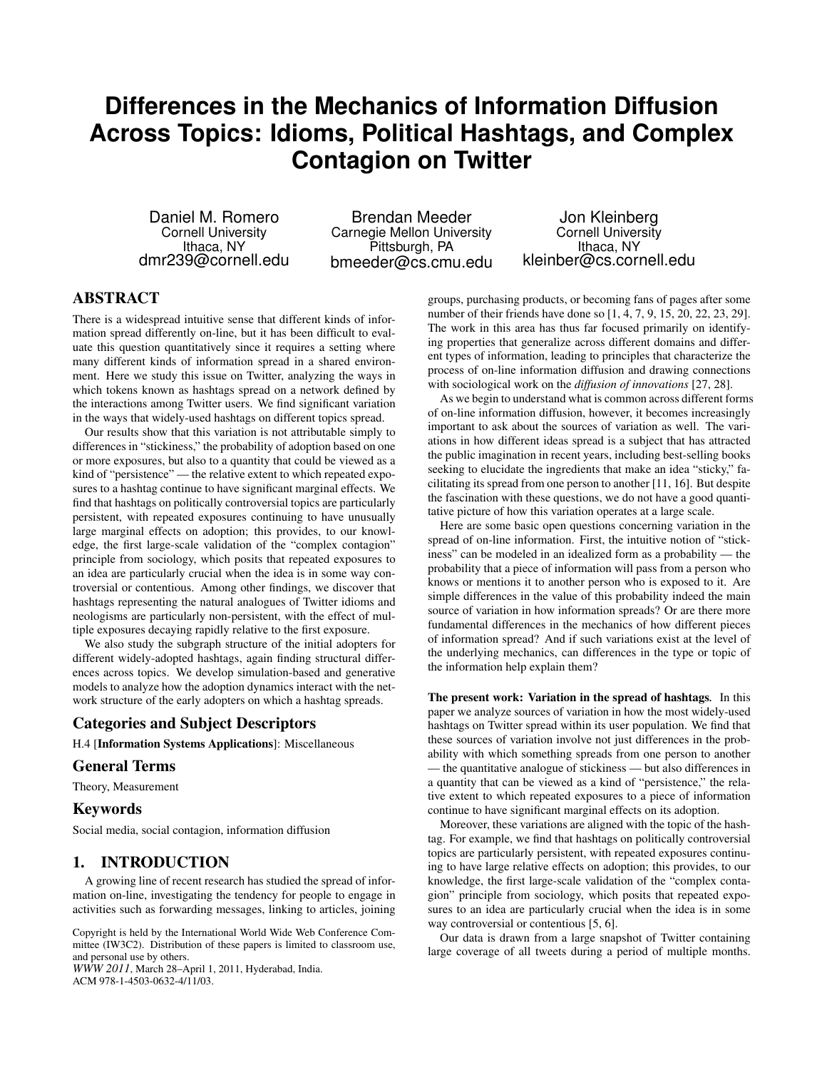# Differences in the Mechanics of Information Diffusion Across Topics: Idioms, Political Hashtags, and Complex Contagion on Twitter

Daniel M. Romero
Cornell University
Ithaca, NY
dmr239@cornell.edu

Brendan Meeder
Carnegie Mellon University
Pittsburgh, PA
bmeeder@cs.cmu.edu

Jon Kleinberg
Cornell University
Ithaca, NY
kleinber@cs.cornell.edu

## ABSTRACT

There is a widespread intuitive sense that different kinds of information spread differently on-line, but it has been difficult to evaluate this question quantitatively since it requires a setting where many different kinds of information spread in a shared environment. Here we study this issue on Twitter, analyzing the ways in which tokens known as hashtags spread on a network defined by the interactions among Twitter users. We find significant variation in the ways that widely-used hashtags on different topics spread.

Our results show that this variation is not attributable simply to differences in "stickiness," the probability of adoption based on one or more exposures, but also to a quantity that could be viewed as a kind of "persistence" — the relative extent to which repeated exposures to a hashtag continue to have significant marginal effects. We find that hashtags on politically controversial topics are particularly persistent, with repeated exposures continuing to have unusually large marginal effects on adoption; this provides, to our knowledge, the first large-scale validation of the "complex contagion" principle from sociology, which posits that repeated exposures to an idea are particularly crucial when the idea is in some way controversial or contentious. Among other findings, we discover that hashtags representing the natural analogues of Twitter idioms and neologisms are particularly non-persistent, with the effect of multiple exposures decaying rapidly relative to the first exposure.

We also study the subgraph structure of the initial adopters for different widely-adopted hashtags, again finding structural differences across topics. We develop simulation-based and generative models to analyze how the adoption dynamics interact with the network structure of the early adopters on which a hashtag spreads.

## Categories and Subject Descriptors

H.4 [**Information Systems Applications**]: Miscellaneous

## General Terms

Theory, Measurement

## Keywords

Social media, social contagion, information diffusion

## 1. INTRODUCTION

A growing line of recent research has studied the spread of information on-line, investigating the tendency for people to engage in activities such as forwarding messages, linking to articles, joining groups, purchasing products, or becoming fans of pages after some number of their friends have done so [1, 4, 7, 9, 15, 20, 22, 23, 29]. The work in this area has thus far focused primarily on identifying properties that generalize across different domains and different types of information, leading to principles that characterize the process of on-line information diffusion and drawing connections with sociological work on the *diffusion of innovations* [27, 28].

As we begin to understand what is common across different forms of on-line information diffusion, however, it becomes increasingly important to ask about the sources of variation as well. The variations in how different ideas spread is a subject that has attracted the public imagination in recent years, including best-selling books seeking to elucidate the ingredients that make an idea "sticky," facilitating its spread from one person to another [11, 16]. But despite the fascination with these questions, we do not have a good quantitative picture of how this variation operates at a large scale.

Here are some basic open questions concerning variation in the spread of on-line information. First, the intuitive notion of "stickiness" can be modeled in an idealized form as a probability — the probability that a piece of information will pass from a person who knows or mentions it to another person who is exposed to it. Are simple differences in the value of this probability indeed the main source of variation in how information spreads? Or are there more fundamental differences in the mechanics of how different pieces of information spread? And if such variations exist at the level of the underlying mechanics, can differences in the type or topic of the information help explain them?

**The present work: Variation in the spread of hashtags.** In this paper we analyze sources of variation in how the most widely-used hashtags on Twitter spread within its user population. We find that these sources of variation involve not just differences in the probability with which something spreads from one person to another — the quantitative analogue of stickiness — but also differences in a quantity that can be viewed as a kind of "persistence," the relative extent to which repeated exposures to a piece of information continue to have significant marginal effects on its adoption.

Moreover, these variations are aligned with the topic of the hashtag. For example, we find that hashtags on politically controversial topics are particularly persistent, with repeated exposures continuing to have large relative effects on adoption; this provides, to our knowledge, the first large-scale validation of the "complex contagion" principle from sociology, which posits that repeated exposures to an idea are particularly crucial when the idea is in some way controversial or contentious [5, 6].

Our data is drawn from a large snapshot of Twitter containing large coverage of all tweets during a period of multiple months.

Copyright is held by the International World Wide Web Conference Committee (IW3C2). Distribution of these papers is limited to classroom use, and personal use by others.
*WWW 2011*, March 28–April 1, 2011, Hyderabad, India.
ACM 978-1-4503-0632-4/11/03.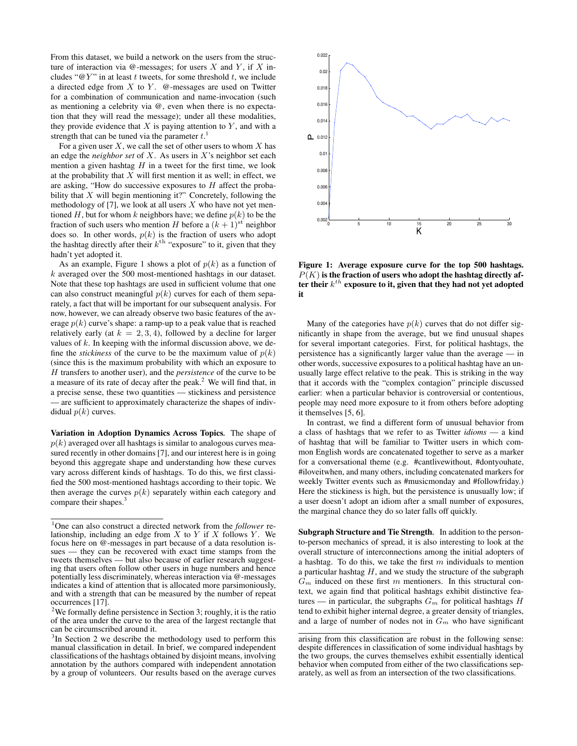From this dataset, we build a network on the users from the structure of interaction via @-messages; for users $X$ and $Y$, if $X$ includes "@$Y$" in at least $t$ tweets, for some threshold $t$, we include a directed edge from $X$ to $Y$. @-messages are used on Twitter for a combination of communication and name-invocation (such as mentioning a celebrity via @, even when there is no expectation that they will read the message); under all these modalities, they provide evidence that $X$ is paying attention to $Y$, and with a strength that can be tuned via the parameter $t$.[1]

For a given user $X$, we call the set of other users to whom $X$ has an edge the *neighbor set* of $X$. As users in $X$'s neighbor set each mention a given hashtag $H$ in a tweet for the first time, we look at the probability that $X$ will first mention it as well; in effect, we are asking, "How do successive exposures to $H$ affect the probability that $X$ will begin mentioning it?" Concretely, following the methodology of [7], we look at all users $X$ who have not yet mentioned $H$, but for whom $k$ neighbors have; we define $p(k)$ to be the fraction of such users who mention $H$ before a $(k+1)^{\text{st}}$ neighbor does so. In other words, $p(k)$ is the fraction of users who adopt the hashtag directly after their $k^{\text{th}}$ "exposure" to it, given that they hadn't yet adopted it.

As an example, Figure 1 shows a plot of $p(k)$ as a function of $k$ averaged over the 500 most-mentioned hashtags in our dataset. Note that these top hashtags are used in sufficient volume that one can also construct meaningful $p(k)$ curves for each of them separately, a fact that will be important for our subsequent analysis. For now, however, we can already observe two basic features of the average $p(k)$ curve's shape: a ramp-up to a peak value that is reached relatively early (at $k = 2, 3, 4$), followed by a decline for larger values of $k$. In keeping with the informal discussion above, we define the *stickiness* of the curve to be the maximum value of $p(k)$ (since this is the maximum probability with which an exposure to $H$ transfers to another user), and the *persistence* of the curve to be a measure of its rate of decay after the peak.[2] We will find that, in a precise sense, these two quantities — stickiness and persistence — are sufficient to approximately characterize the shapes of individual $p(k)$ curves.

**Variation in Adoption Dynamics Across Topics.** The shape of $p(k)$ averaged over all hashtags is similar to analogous curves measured recently in other domains [7], and our interest here is in going beyond this aggregate shape and understanding how these curves vary across different kinds of hashtags. To do this, we first classified the 500 most-mentioned hashtags according to their topic. We then average the curves $p(k)$ separately within each category and compare their shapes.[3]

P

K

0.022 0.02 0.018 0.016 0.014 0.012 0.01 0.008 0.006 0.004 0.002

0 5 10 15 20 25 30

**Figure 1: Average exposure curve for the top 500 hashtags. $P(K)$ is the fraction of users who adopt the hashtag directly after their $k^{th}$ exposure to it, given that they had not yet adopted it**

Many of the categories have $p(k)$ curves that do not differ significantly in shape from the average, but we find unusual shapes for several important categories. First, for political hashtags, the persistence has a significantly larger value than the average — in other words, successive exposures to a political hashtag have an unusually large effect relative to the peak. This is striking in the way that it accords with the "complex contagion" principle discussed earlier: when a particular behavior is controversial or contentious, people may need more exposure to it from others before adopting it themselves [5, 6].

In contrast, we find a different form of unusual behavior from a class of hashtags that we refer to as Twitter *idioms* — a kind of hashtag that will be familiar to Twitter users in which common English words are concatenated together to serve as a marker for a conversational theme (e.g. #cantlivewithout, #dontyouhate, #iloveitwhen, and many others, including concatenated markers for weekly Twitter events such as #musicmonday and #followfriday.) Here the stickiness is high, but the persistence is unusually low; if a user doesn't adopt an idiom after a small number of exposures, the marginal chance they do so later falls off quickly.

**Subgraph Structure and Tie Strength.** In addition to the person-to-person mechanics of spread, it is also interesting to look at the overall structure of interconnections among the initial adopters of a hashtag. To do this, we take the first $m$ individuals to mention a particular hashtag $H$, and we study the structure of the subgraph $G_m$ induced on these first $m$ mentioners. In this structural context, we again find that political hashtags exhibit distinctive features — in particular, the subgraphs $G_m$ for political hashtags $H$ tend to exhibit higher internal degree, a greater density of triangles, and a large of number of nodes not in $G_m$ who have significant

---

[1] One can also construct a directed network from the *follower* relationship, including an edge from $X$ to $Y$ if $X$ follows $Y$. We focus here on @-messages in part because of a data resolution issues — they can be recovered with exact time stamps from the tweets themselves — but also because of earlier research suggesting that users often follow other users in huge numbers and hence potentially less discriminately, whereas interaction via @-messages indicates a kind of attention that is allocated more parsimoniously, and with a strength that can be measured by the number of repeat occurrences [17].

[2] We formally define persistence in Section 3; roughly, it is the ratio of the area under the curve to the area of the largest rectangle that can be circumscribed around it.

[3] In Section 2 we describe the methodology used to perform this manual classification in detail. In brief, we compared independent classifications of the hashtags obtained by disjoint means, involving annotation by the authors compared with independent annotation by a group of volunteers. Our results based on the average curves arising from this classification are robust in the following sense: despite differences in classification of some individual hashtags by the two groups, the curves themselves exhibit essentially identical behavior when computed from either of the two classifications separately, as well as from an intersection of the two classifications.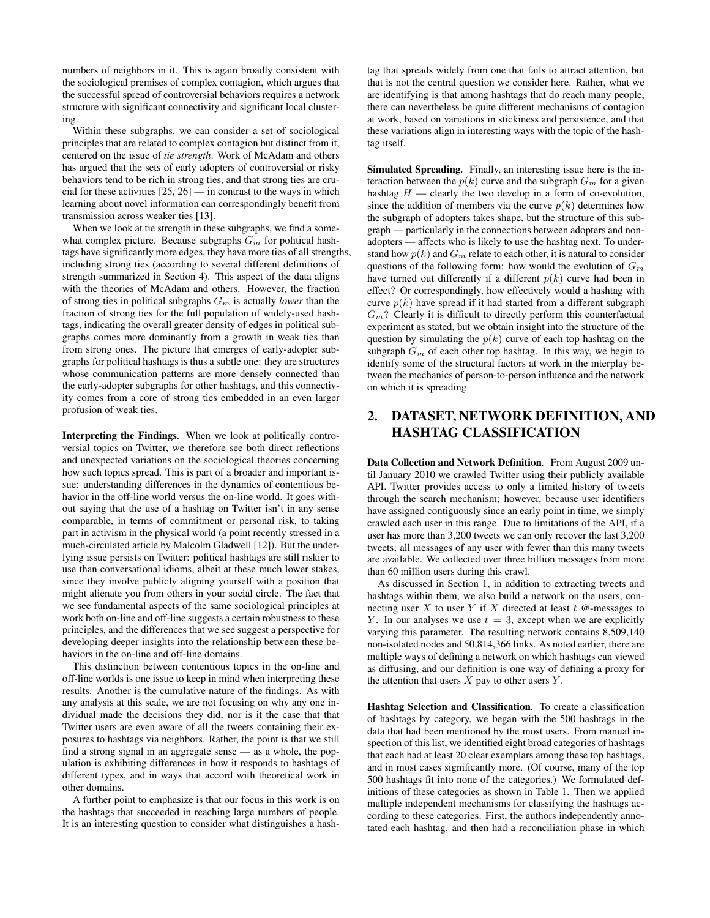numbers of neighbors in it. This is again broadly consistent with the sociological premises of complex contagion, which argues that the successful spread of controversial behaviors requires a network structure with significant connectivity and significant local clustering.

Within these subgraphs, we can consider a set of sociological principles that are related to complex contagion but distinct from it, centered on the issue of *tie strength*. Work of McAdam and others has argued that the sets of early adopters of controversial or risky behaviors tend to be rich in strong ties, and that strong ties are crucial for these activities [25, 26] — in contrast to the ways in which learning about novel information can correspondingly benefit from transmission across weaker ties [13].

When we look at tie strength in these subgraphs, we find a somewhat complex picture. Because subgraphs $G_m$ for political hashtags have significantly more edges, they have more ties of all strengths, including strong ties (according to several different definitions of strength summarized in Section 4). This aspect of the data aligns with the theories of McAdam and others. However, the fraction of strong ties in political subgraphs $G_m$ is actually *lower* than the fraction of strong ties for the full population of widely-used hashtags, indicating the overall greater density of edges in political subgraphs comes more dominantly from a growth in weak ties than from strong ones. The picture that emerges of early-adopter subgraphs for political hashtags is thus a subtle one: they are structures whose communication patterns are more densely connected than the early-adopter subgraphs for other hashtags, and this connectivity comes from a core of strong ties embedded in an even larger profusion of weak ties.

**Interpreting the Findings.** When we look at politically controversial topics on Twitter, we therefore see both direct reflections and unexpected variations on the sociological theories concerning how such topics spread. This is part of a broader and important issue: understanding differences in the dynamics of contentious behavior in the off-line world versus the on-line world. It goes without saying that the use of a hashtag on Twitter isn't in any sense comparable, in terms of commitment or personal risk, to taking part in activism in the physical world (a point recently stressed in a much-circulated article by Malcolm Gladwell [12]). But the underlying issue persists on Twitter: political hashtags are still riskier to use than conversational idioms, albeit at these much lower stakes, since they involve publicly aligning yourself with a position that might alienate you from others in your social circle. The fact that we see fundamental aspects of the same sociological principles at work both on-line and off-line suggests a certain robustness to these principles, and the differences that we see suggest a perspective for developing deeper insights into the relationship between these behaviors in the on-line and off-line domains.

This distinction between contentious topics in the on-line and off-line worlds is one issue to keep in mind when interpreting these results. Another is the cumulative nature of the findings. As with any analysis at this scale, we are not focusing on why any one individual made the decisions they did, nor is it the case that that Twitter users are even aware of all the tweets containing their exposures to hashtags via neighbors. Rather, the point is that we still find a strong signal in an aggregate sense — as a whole, the population is exhibiting differences in how it responds to hashtags of different types, and in ways that accord with theoretical work in other domains.

A further point to emphasize is that our focus in this work is on the hashtags that succeeded in reaching large numbers of people. It is an interesting question to consider what distinguishes a hashtag that spreads widely from one that fails to attract attention, but that is not the central question we consider here. Rather, what we are identifying is that among hashtags that do reach many people, there can nevertheless be quite different mechanisms of contagion at work, based on variations in stickiness and persistence, and that these variations align in interesting ways with the topic of the hashtag itself.

**Simulated Spreading.** Finally, an interesting issue here is the interaction between the $p(k)$ curve and the subgraph $G_m$ for a given hashtag $H$ — clearly the two develop in a form of co-evolution, since the addition of members via the curve $p(k)$ determines how the subgraph of adopters takes shape, but the structure of this subgraph — particularly in the connections between adopters and non-adopters — affects who is likely to use the hashtag next. To understand how $p(k)$ and $G_m$ relate to each other, it is natural to consider questions of the following form: how would the evolution of $G_m$ have turned out differently if a different $p(k)$ curve had been in effect? Or correspondingly, how effectively would a hashtag with curve $p(k)$ have spread if it had started from a different subgraph $G_m$? Clearly it is difficult to directly perform this counterfactual experiment as stated, but we obtain insight into the structure of the question by simulating the $p(k)$ curve of each top hashtag on the subgraph $G_m$ of each other top hashtag. In this way, we begin to identify some of the structural factors at work in the interplay between the mechanics of person-to-person influence and the network on which it is spreading.

## 2. DATASET, NETWORK DEFINITION, AND HASHTAG CLASSIFICATION

**Data Collection and Network Definition.** From August 2009 until January 2010 we crawled Twitter using their publicly available API. Twitter provides access to only a limited history of tweets through the search mechanism; however, because user identifiers have assigned contiguously since an early point in time, we simply crawled each user in this range. Due to limitations of the API, if a user has more than 3,200 tweets we can only recover the last 3,200 tweets; all messages of any user with fewer than this many tweets are available. We collected over three billion messages from more than 60 million users during this crawl.

As discussed in Section 1, in addition to extracting tweets and hashtags within them, we also build a network on the users, connecting user $X$ to user $Y$ if $X$ directed at least $t$ @-messages to $Y$. In our analyses we use $t = 3$, except when we are explicitly varying this parameter. The resulting network contains 8,509,140 non-isolated nodes and 50,814,366 links. As noted earlier, there are multiple ways of defining a network on which hashtags can viewed as diffusing, and our definition is one way of defining a proxy for the attention that users $X$ pay to other users $Y$.

**Hashtag Selection and Classification.** To create a classification of hashtags by category, we began with the 500 hashtags in the data that had been mentioned by the most users. From manual inspection of this list, we identified eight broad categories of hashtags that each had at least 20 clear exemplars among these top hashtags, and in most cases significantly more. (Of course, many of the top 500 hashtags fit into none of the categories.) We formulated definitions of these categories as shown in Table 1. Then we applied multiple independent mechanisms for classifying the hashtags according to these categories. First, the authors independently annotated each hashtag, and then had a reconciliation phase in which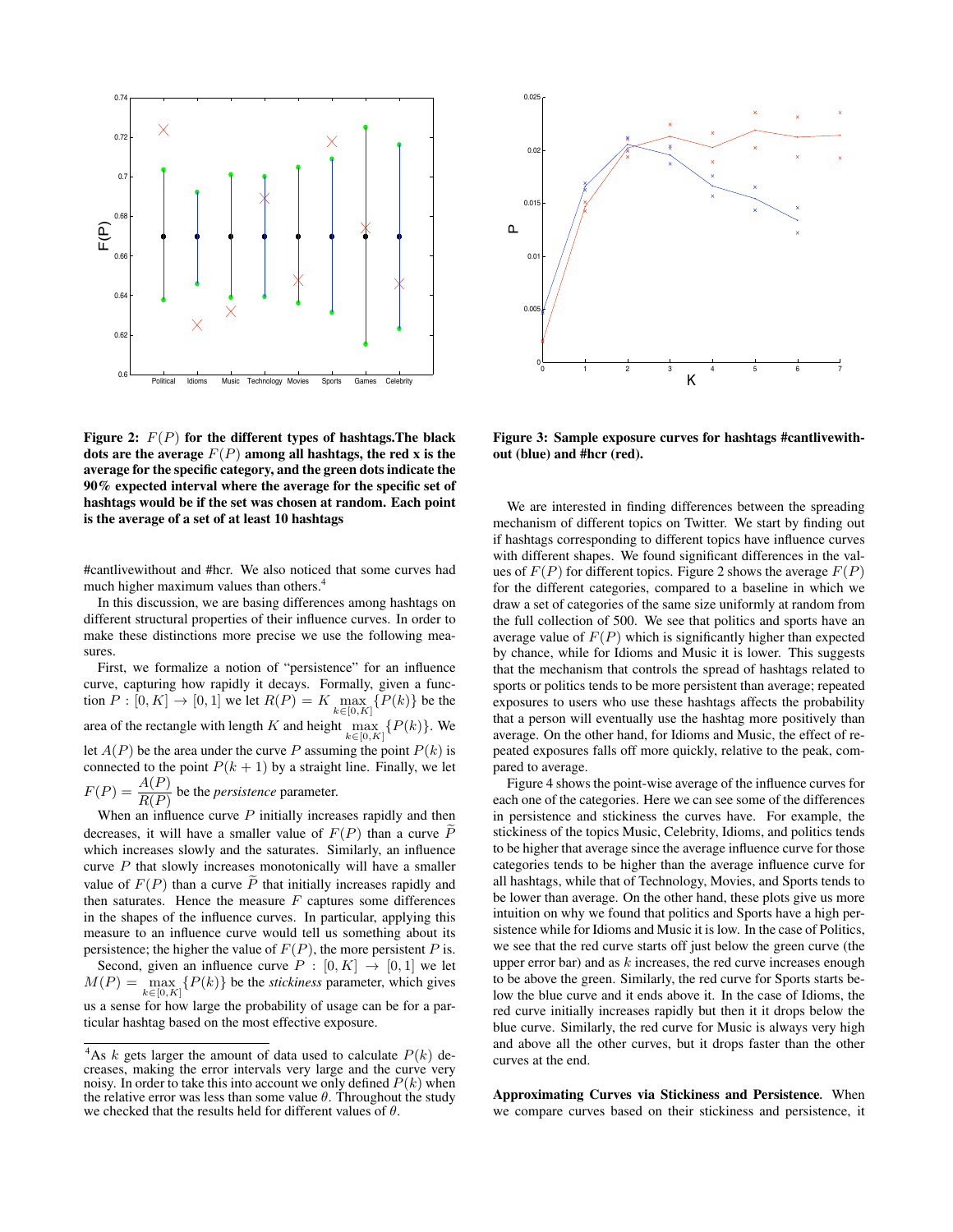0.74
0.72
0.7
0.68
0.66
0.64
0.62
0.6
F(P)
Political Idioms Music Technology Movies Sports Games Celebrity

**Figure 2: $F(P)$ for the different types of hashtags.The black dots are the average $F(P)$ among all hashtags, the red x is the average for the specific category, and the green dots indicate the 90% expected interval where the average for the specific set of hashtags would be if the set was chosen at random. Each point is the average of a set of at least 10 hashtags**

0.025
0.02
0.015
0.01
0.005
0
P
0 1 2 3 4 5 6 7
K

**Figure 3: Sample exposure curves for hashtags #cantlivewithout (blue) and #hcr (red).**

#cantlivewithout and #hcr. We also noticed that some curves had much higher maximum values than others.[4]

In this discussion, we are basing differences among hashtags on different structural properties of their influence curves. In order to make these distinctions more precise we use the following measures.

First, we formalize a notion of "persistence" for an influence curve, capturing how rapidly it decays. Formally, given a function $P : [0, K] \to [0, 1]$ we let $R(P) = K \max_{k \in [0,K]} \{P(k)\}$ be the area of the rectangle with length $K$ and height $\max_{k \in [0,K]} \{P(k)\}$. We let $A(P)$ be the area under the curve $P$ assuming the point $P(k)$ is connected to the point $P(k + 1)$ by a straight line. Finally, we let $F(P) = \frac{A(P)}{R(P)}$ be the *persistence* parameter.

When an influence curve $P$ initially increases rapidly and then decreases, it will have a smaller value of $F(P)$ than a curve $\widetilde{P}$ which increases slowly and the saturates. Similarly, an influence curve $P$ that slowly increases monotonically will have a smaller value of $F(P)$ than a curve $\widetilde{P}$ that initially increases rapidly and then saturates. Hence the measure $F$ captures some differences in the shapes of the influence curves. In particular, applying this measure to an influence curve would tell us something about its persistence; the higher the value of $F(P)$, the more persistent $P$ is.

Second, given an influence curve $P : [0, K] \to [0, 1]$ we let $M(P) = \max_{k \in [0,K]} \{P(k)\}$ be the *stickiness* parameter, which gives us a sense for how large the probability of usage can be for a particular hashtag based on the most effective exposure.

[4] As $k$ gets larger the amount of data used to calculate $P(k)$ decreases, making the error intervals very large and the curve very noisy. In order to take this into account we only defined $P(k)$ when the relative error was less than some value $\theta$. Throughout the study we checked that the results held for different values of $\theta$.

We are interested in finding differences between the spreading mechanism of different topics on Twitter. We start by finding out if hashtags corresponding to different topics have influence curves with different shapes. We found significant differences in the values of $F(P)$ for different topics. Figure 2 shows the average $F(P)$ for the different categories, compared to a baseline in which we draw a set of categories of the same size uniformly at random from the full collection of 500. We see that politics and sports have an average value of $F(P)$ which is significantly higher than expected by chance, while for Idioms and Music it is lower. This suggests that the mechanism that controls the spread of hashtags related to sports or politics tends to be more persistent than average; repeated exposures to users who use these hashtags affects the probability that a person will eventually use the hashtag more positively than average. On the other hand, for Idioms and Music, the effect of repeated exposures falls off more quickly, relative to the peak, compared to average.

Figure 4 shows the point-wise average of the influence curves for each one of the categories. Here we can see some of the differences in persistence and stickiness the curves have. For example, the stickiness of the topics Music, Celebrity, Idioms, and politics tends to be higher that average since the average influence curve for those categories tends to be higher than the average influence curve for all hashtags, while that of Technology, Movies, and Sports tends to be lower than average. On the other hand, these plots give us more intuition on why we found that politics and Sports have a high persistence while for Idioms and Music it is low. In the case of Politics, we see that the red curve starts off just below the green curve (the upper error bar) and as $k$ increases, the red curve increases enough to be above the green. Similarly, the red curve for Sports starts below the blue curve and it ends above it. In the case of Idioms, the red curve initially increases rapidly but then it it drops below the blue curve. Similarly, the red curve for Music is always very high and above all the other curves, but it drops faster than the other curves at the end.

**Approximating Curves via Stickiness and Persistence.** When we compare curves based on their stickiness and persistence, it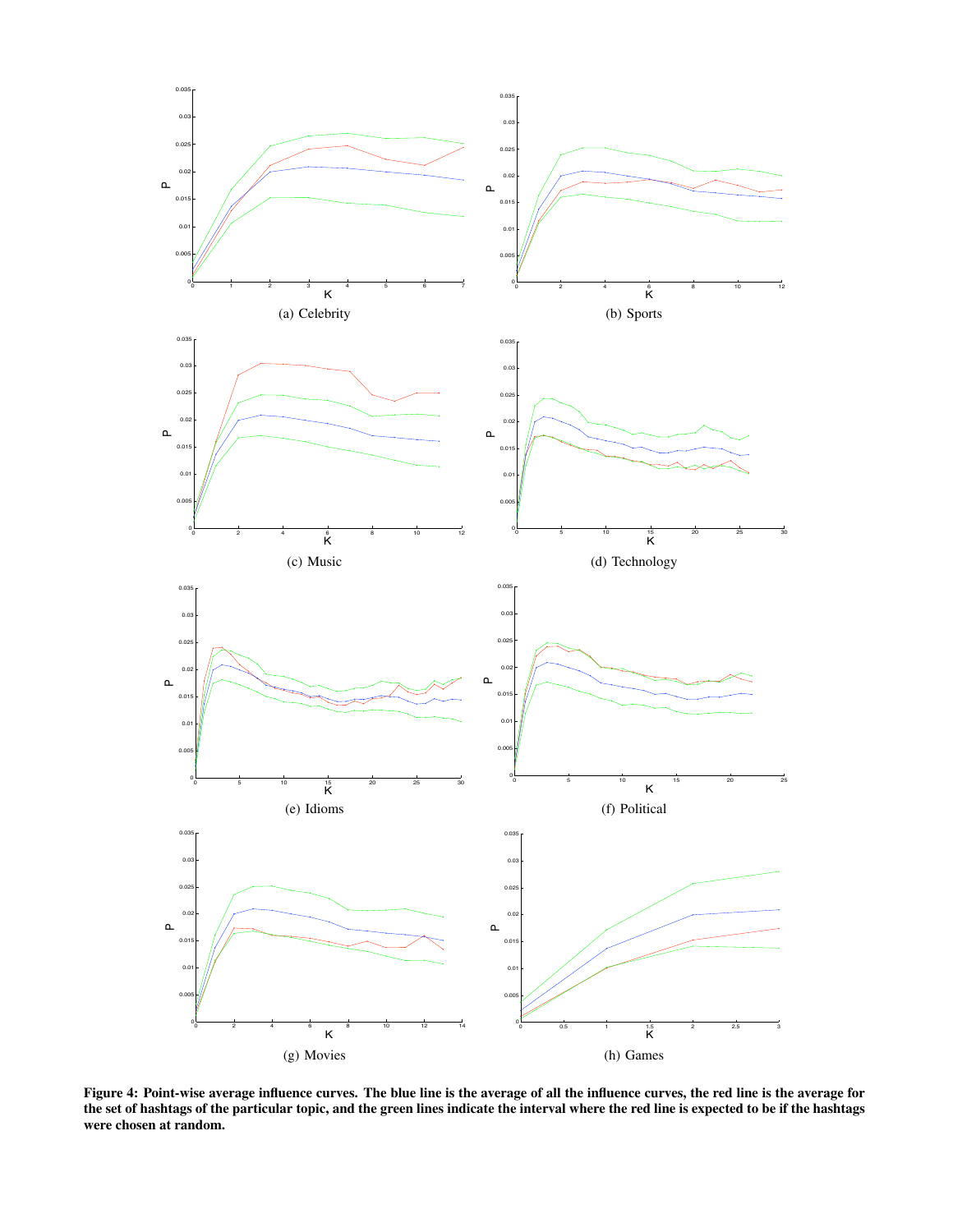(a) Celebrity

(b) Sports

(c) Music

(d) Technology

(e) Idioms

(f) Political

(g) Movies

(h) Games

**Figure 4: Point-wise average influence curves. The blue line is the average of all the influence curves, the red line is the average for the set of hashtags of the particular topic, and the green lines indicate the interval where the red line is expected to be if the hashtags were chosen at random.**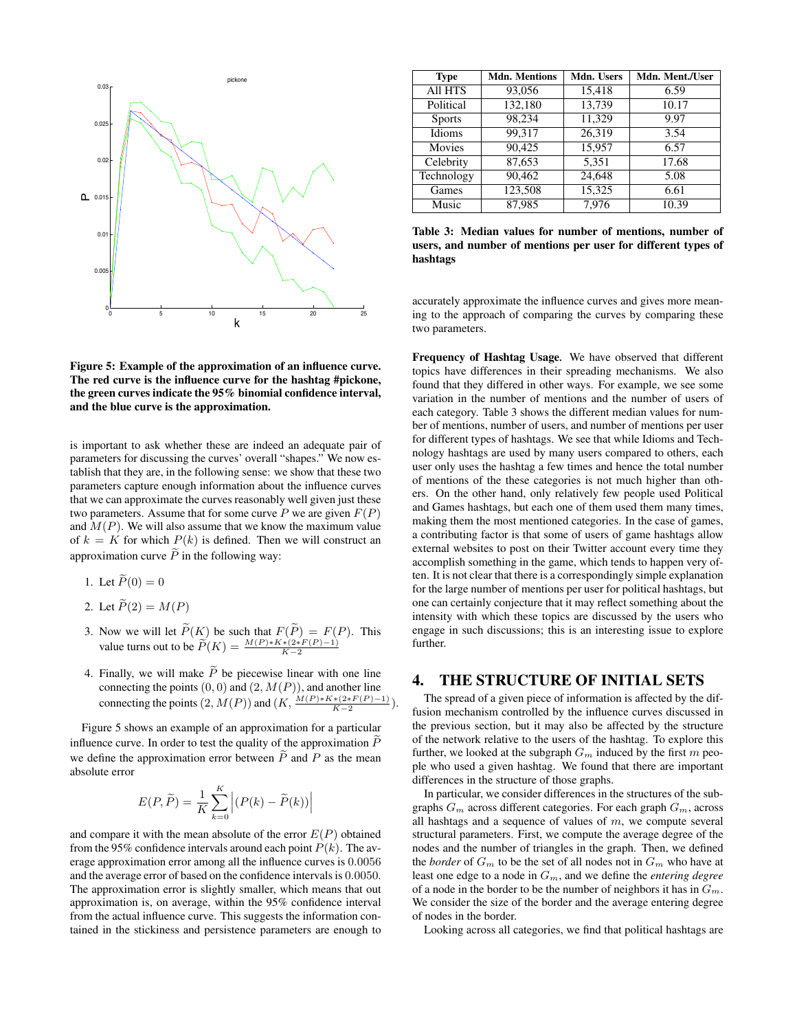Figure 5: Example of the approximation of an influence curve. The red curve is the influence curve for the hashtag #pickone, the green curves indicate the 95% binomial confidence interval, and the blue curve is the approximation.

is important to ask whether these are indeed an adequate pair of parameters for discussing the curves' overall "shapes." We now establish that they are, in the following sense: we show that these two parameters capture enough information about the influence curves that we can approximate the curves reasonably well given just these two parameters. Assume that for some curve $P$ we are given $F(P)$ and $M(P)$. We will also assume that we know the maximum value of $k = K$ for which $P(k)$ is defined. Then we will construct an approximation curve $\widetilde{P}$ in the following way:

1. Let $\widetilde{P}(0) = 0$
2. Let $\widetilde{P}(2) = M(P)$
3. Now we will let $\widetilde{P}(K)$ be such that $F(\widetilde{P}) = F(P)$. This value turns out to be $\widetilde{P}(K) = \frac{M(P)*K*(2*F(P)-1)}{K-2}$
4. Finally, we will make $\widetilde{P}$ be piecewise linear with one line connecting the points $(0, 0)$ and $(2, M(P))$, and another line connecting the points $(2, M(P))$ and $(K, \frac{M(P)*K*(2*F(P)-1)}{K-2})$.

Figure 5 shows an example of an approximation for a particular influence curve. In order to test the quality of the approximation $\widetilde{P}$ we define the approximation error between $\widetilde{P}$ and $P$ as the mean absolute error

$$E(P, \widetilde{P}) = \frac{1}{K}\sum_{k=0}^{K}\left|(P(k) - \widetilde{P}(k))\right|$$

and compare it with the mean absolute of the error $E(P)$ obtained from the 95% confidence intervals around each point $P(k)$. The average approximation error among all the influence curves is 0.0056 and the average error of based on the confidence intervals is 0.0050. The approximation error is slightly smaller, which means that out approximation is, on average, within the 95% confidence interval from the actual influence curve. This suggests the information contained in the stickiness and persistence parameters are enough to accurately approximate the influence curves and gives more meaning to the approach of comparing the curves by comparing these two parameters.

| Type | Mdn. Mentions | Mdn. Users | Mdn. Ment./User |
|---|---|---|---|
| All HTS | 93,056 | 15,418 | 6.59 |
| Political | 132,180 | 13,739 | 10.17 |
| Sports | 98,234 | 11,329 | 9.97 |
| Idioms | 99,317 | 26,319 | 3.54 |
| Movies | 90,425 | 15,957 | 6.57 |
| Celebrity | 87,653 | 5,351 | 17.68 |
| Technology | 90,462 | 24,648 | 5.08 |
| Games | 123,508 | 15,325 | 6.61 |
| Music | 87,985 | 7,976 | 10.39 |

**Table 3: Median values for number of mentions, number of users, and number of mentions per user for different types of hashtags**

**Frequency of Hashtag Usage.** We have observed that different topics have differences in their spreading mechanisms. We also found that they differed in other ways. For example, we see some variation in the number of mentions and the number of users of each category. Table 3 shows the different median values for number of mentions, number of users, and number of mentions per user for different types of hashtags. We see that while Idioms and Technology hashtags are used by many users compared to others, each user only uses the hashtag a few times and hence the total number of mentions of the these categories is not much higher than others. On the other hand, only relatively few people used Political and Games hashtags, but each one of them used them many times, making them the most mentioned categories. In the case of games, a contributing factor is that some of users of game hashtags allow external websites to post on their Twitter account every time they accomplish something in the game, which tends to happen very often. It is not clear that there is a correspondingly simple explanation for the large number of mentions per user for political hashtags, but one can certainly conjecture that it may reflect something about the intensity with which these topics are discussed by the users who engage in such discussions; this is an interesting issue to explore further.

## 4. THE STRUCTURE OF INITIAL SETS

The spread of a given piece of information is affected by the diffusion mechanism controlled by the influence curves discussed in the previous section, but it may also be affected by the structure of the network relative to the users of the hashtag. To explore this further, we looked at the subgraph $G_m$ induced by the first $m$ people who used a given hashtag. We found that there are important differences in the structure of those graphs.

In particular, we consider differences in the structures of the subgraphs $G_m$ across different categories. For each graph $G_m$, across all hashtags and a sequence of values of $m$, we compute several structural parameters. First, we compute the average degree of the nodes and the number of triangles in the graph. Then, we defined the *border* of $G_m$ to be the set of all nodes not in $G_m$ who have at least one edge to a node in $G_m$, and we define the *entering degree* of a node in the border to be the number of neighbors it has in $G_m$. We consider the size of the border and the average entering degree of nodes in the border.

Looking across all categories, we find that political hashtags are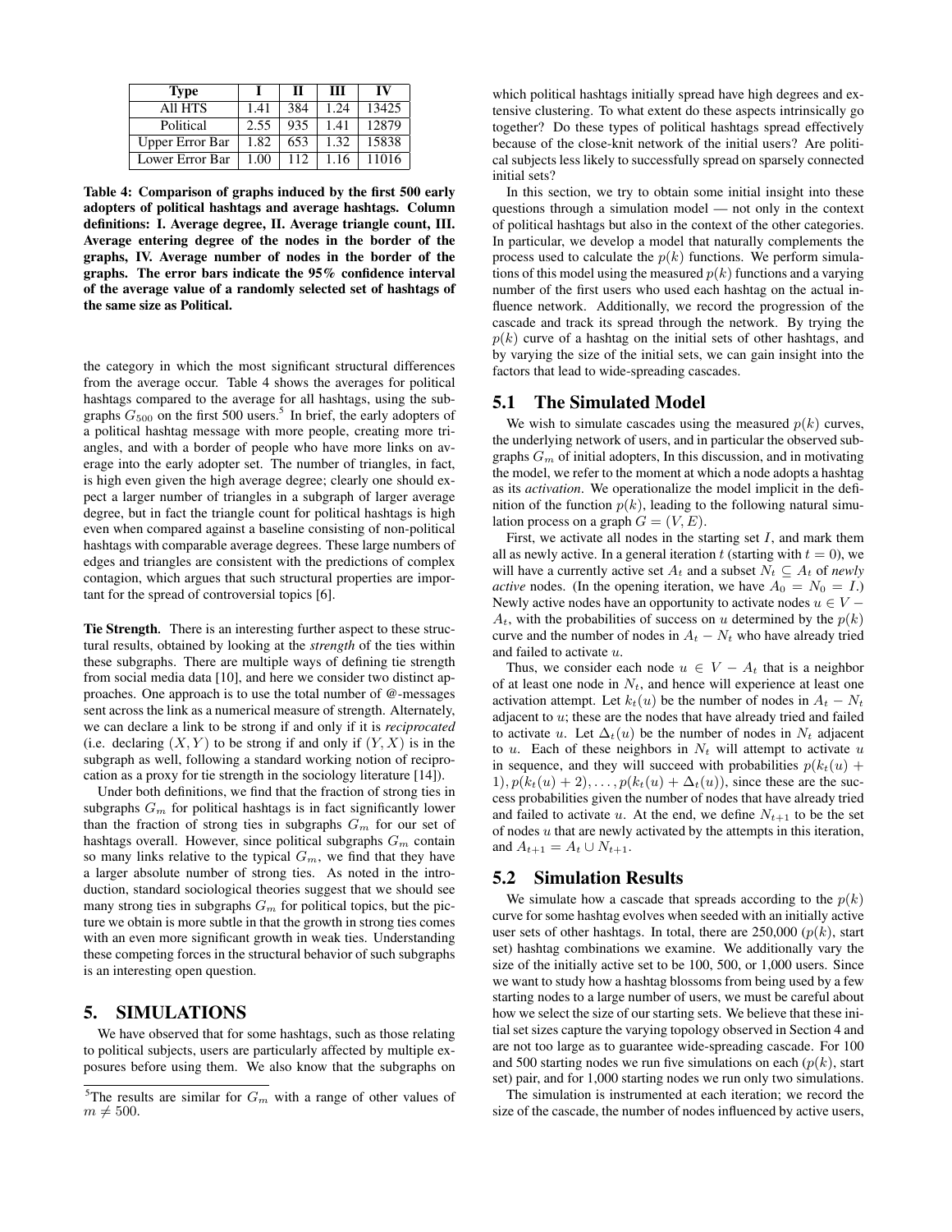| Type | I | II | III | IV |
|---|---|---|---|---|
| All HTS | 1.41 | 384 | 1.24 | 13425 |
| Political | 2.55 | 935 | 1.41 | 12879 |
| Upper Error Bar | 1.82 | 653 | 1.32 | 15838 |
| Lower Error Bar | 1.00 | 112 | 1.16 | 11016 |

**Table 4: Comparison of graphs induced by the first 500 early adopters of political hashtags and average hashtags. Column definitions: I. Average degree, II. Average triangle count, III. Average entering degree of the nodes in the border of the graphs, IV. Average number of nodes in the border of the graphs. The error bars indicate the 95% confidence interval of the average value of a randomly selected set of hashtags of the same size as Political.**

the category in which the most significant structural differences from the average occur. Table 4 shows the averages for political hashtags compared to the average for all hashtags, using the subgraphs $G_{500}$ on the first 500 users.[5] In brief, the early adopters of a political hashtag message with more people, creating more triangles, and with a border of people who have more links on average into the early adopter set. The number of triangles, in fact, is high even given the high average degree; clearly one should expect a larger number of triangles in a subgraph of larger average degree, but in fact the triangle count for political hashtags is high even when compared against a baseline consisting of non-political hashtags with comparable average degrees. These large numbers of edges and triangles are consistent with the predictions of complex contagion, which argues that such structural properties are important for the spread of controversial topics [6].

**Tie Strength.** There is an interesting further aspect to these structural results, obtained by looking at the *strength* of the ties within these subgraphs. There are multiple ways of defining tie strength from social media data [10], and here we consider two distinct approaches. One approach is to use the total number of @-messages sent across the link as a numerical measure of strength. Alternately, we can declare a link to be strong if and only if it is *reciprocated* (i.e. declaring $(X, Y)$ to be strong if and only if $(Y, X)$ is in the subgraph as well, following a standard working notion of reciprocation as a proxy for tie strength in the sociology literature [14]).

Under both definitions, we find that the fraction of strong ties in subgraphs $G_m$ for political hashtags is in fact significantly lower than the fraction of strong ties in subgraphs $G_m$ for our set of hashtags overall. However, since political subgraphs $G_m$ contain so many links relative to the typical $G_m$, we find that they have a larger absolute number of strong ties. As noted in the introduction, standard sociological theories suggest that we should see many strong ties in subgraphs $G_m$ for political topics, but the picture we obtain is more subtle in that the growth in strong ties comes with an even more significant growth in weak ties. Understanding these competing forces in the structural behavior of such subgraphs is an interesting open question.

## 5. SIMULATIONS

We have observed that for some hashtags, such as those relating to political subjects, users are particularly affected by multiple exposures before using them. We also know that the subgraphs on which political hashtags initially spread have high degrees and extensive clustering. To what extent do these aspects intrinsically go together? Do these types of political hashtags spread effectively because of the close-knit network of the initial users? Are political subjects less likely to successfully spread on sparsely connected initial sets?

In this section, we try to obtain some initial insight into these questions through a simulation model — not only in the context of political hashtags but also in the context of the other categories. In particular, we develop a model that naturally complements the process used to calculate the $p(k)$ functions. We perform simulations of this model using the measured $p(k)$ functions and a varying number of the first users who used each hashtag on the actual influence network. Additionally, we record the progression of the cascade and track its spread through the network. By trying the $p(k)$ curve of a hashtag on the initial sets of other hashtags, and by varying the size of the initial sets, we can gain insight into the factors that lead to wide-spreading cascades.

### 5.1 The Simulated Model

We wish to simulate cascades using the measured $p(k)$ curves, the underlying network of users, and in particular the observed subgraphs $G_m$ of initial adopters, In this discussion, and in motivating the model, we refer to the moment at which a node adopts a hashtag as its *activation*. We operationalize the model implicit in the definition of the function $p(k)$, leading to the following natural simulation process on a graph $G = (V, E)$.

First, we activate all nodes in the starting set $I$, and mark them all as newly active. In a general iteration $t$ (starting with $t = 0$), we will have a currently active set $A_t$ and a subset $N_t \subseteq A_t$ of *newly active* nodes. (In the opening iteration, we have $A_0 = N_0 = I$.) Newly active nodes have an opportunity to activate nodes $u \in V - A_t$, with the probabilities of success on $u$ determined by the $p(k)$ curve and the number of nodes in $A_t - N_t$ who have already tried and failed to activate $u$.

Thus, we consider each node $u \in V - A_t$ that is a neighbor of at least one node in $N_t$, and hence will experience at least one activation attempt. Let $k_t(u)$ be the number of nodes in $A_t - N_t$ adjacent to $u$; these are the nodes that have already tried and failed to activate $u$. Let $\Delta_t(u)$ be the number of nodes in $N_t$ adjacent to $u$. Each of these neighbors in $N_t$ will attempt to activate $u$ in sequence, and they will succeed with probabilities $p(k_t(u) + 1), p(k_t(u) + 2), \ldots, p(k_t(u) + \Delta_t(u))$, since these are the success probabilities given the number of nodes that have already tried and failed to activate $u$. At the end, we define $N_{t+1}$ to be the set of nodes $u$ that are newly activated by the attempts in this iteration, and $A_{t+1} = A_t \cup N_{t+1}$.

### 5.2 Simulation Results

We simulate how a cascade that spreads according to the $p(k)$ curve for some hashtag evolves when seeded with an initially active user sets of other hashtags. In total, there are 250,000 ($p(k)$, start set) hashtag combinations we examine. We additionally vary the size of the initially active set to be 100, 500, or 1,000 users. Since we want to study how a hashtag blossoms from being used by a few starting nodes to a large number of users, we must be careful about how we select the size of our starting sets. We believe that these initial set sizes capture the varying topology observed in Section 4 and are not too large as to guarantee wide-spreading cascade. For 100 and 500 starting nodes we run five simulations on each ($p(k)$, start set) pair, and for 1,000 starting nodes we run only two simulations.

The simulation is instrumented at each iteration; we record the size of the cascade, the number of nodes influenced by active users,

[5]The results are similar for $G_m$ with a range of other values of $m \neq 500$.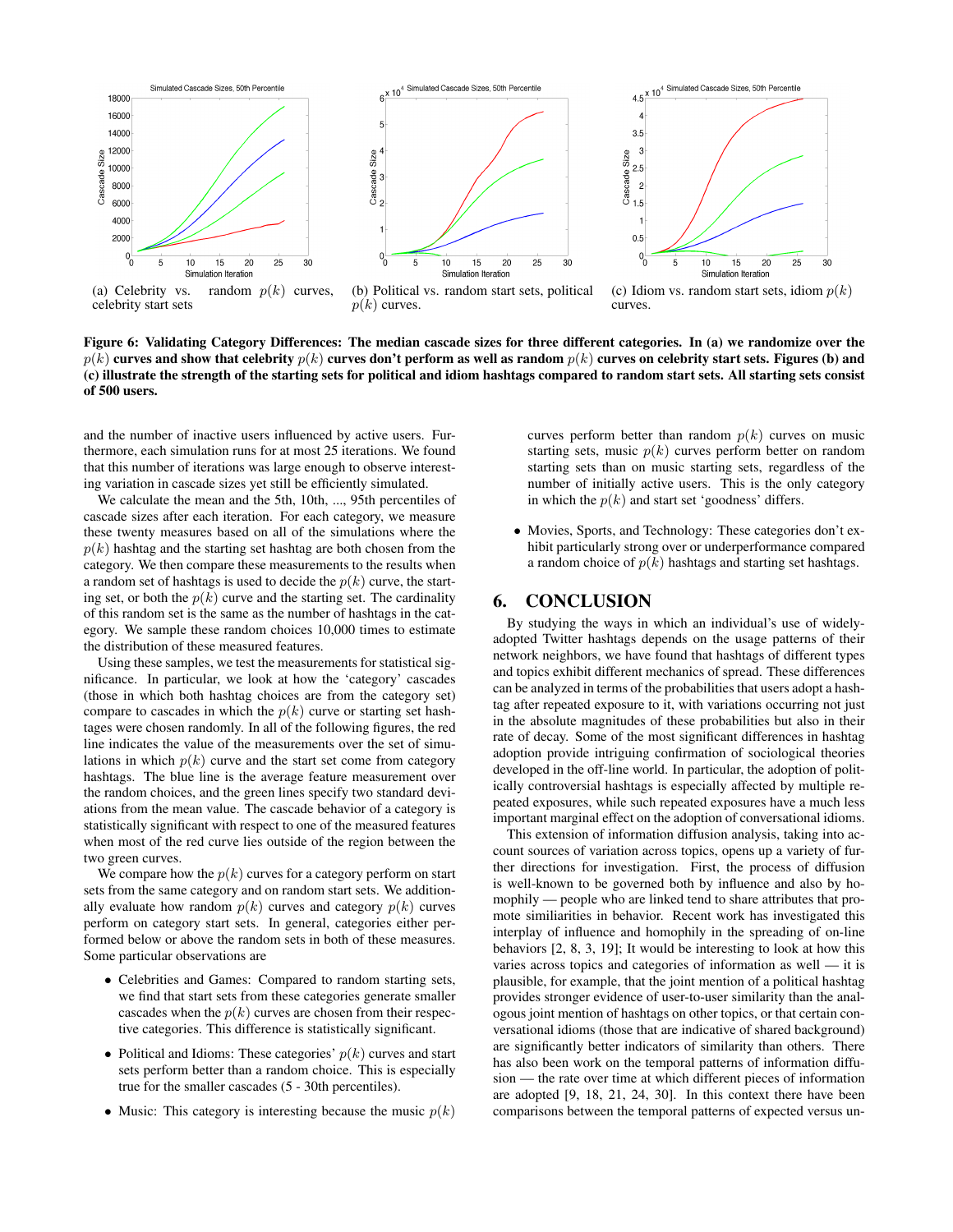(a) Celebrity vs. random $p(k)$ curves, celebrity start sets

(b) Political vs. random start sets, political $p(k)$ curves.

(c) Idiom vs. random start sets, idiom $p(k)$ curves.

**Figure 6: Validating Category Differences: The median cascade sizes for three different categories. In (a) we randomize over the $p(k)$ curves and show that celebrity $p(k)$ curves don't perform as well as random $p(k)$ curves on celebrity start sets. Figures (b) and (c) illustrate the strength of the starting sets for political and idiom hashtags compared to random start sets. All starting sets consist of 500 users.**

and the number of inactive users influenced by active users. Furthermore, each simulation runs for at most 25 iterations. We found that this number of iterations was large enough to observe interesting variation in cascade sizes yet still be efficiently simulated.

We calculate the mean and the 5th, 10th, ..., 95th percentiles of cascade sizes after each iteration. For each category, we measure these twenty measures based on all of the simulations where the $p(k)$ hashtag and the starting set hashtag are both chosen from the category. We then compare these measurements to the results when a random set of hashtags is used to decide the $p(k)$ curve, the starting set, or both the $p(k)$ curve and the starting set. The cardinality of this random set is the same as the number of hashtags in the category. We sample these random choices 10,000 times to estimate the distribution of these measured features.

Using these samples, we test the measurements for statistical significance. In particular, we look at how the 'category' cascades (those in which both hashtag choices are from the category set) compare to cascades in which the $p(k)$ curve or starting set hashtages were chosen randomly. In all of the following figures, the red line indicates the value of the measurements over the set of simulations in which $p(k)$ curve and the start set come from category hashtags. The blue line is the average feature measurement over the random choices, and the green lines specify two standard deviations from the mean value. The cascade behavior of a category is statistically significant with respect to one of the measured features when most of the red curve lies outside of the region between the two green curves.

We compare how the $p(k)$ curves for a category perform on start sets from the same category and on random start sets. We additionally evaluate how random $p(k)$ curves and category $p(k)$ curves perform on category start sets. In general, categories either performed below or above the random sets in both of these measures. Some particular observations are

- Celebrities and Games: Compared to random starting sets, we find that start sets from these categories generate smaller cascades when the $p(k)$ curves are chosen from their respective categories. This difference is statistically significant.
- Political and Idioms: These categories' $p(k)$ curves and start sets perform better than a random choice. This is especially true for the smaller cascades (5 - 30th percentiles).
- Music: This category is interesting because the music $p(k)$ curves perform better than random $p(k)$ curves on music starting sets, music $p(k)$ curves perform better on random starting sets than on music starting sets, regardless of the number of initially active users. This is the only category in which the $p(k)$ and start set 'goodness' differs.
- Movies, Sports, and Technology: These categories don't exhibit particularly strong over or underperformance compared a random choice of $p(k)$ hashtags and starting set hashtags.

## 6. CONCLUSION

By studying the ways in which an individual's use of widely-adopted Twitter hashtags depends on the usage patterns of their network neighbors, we have found that hashtags of different types and topics exhibit different mechanics of spread. These differences can be analyzed in terms of the probabilities that users adopt a hashtag after repeated exposure to it, with variations occurring not just in the absolute magnitudes of these probabilities but also in their rate of decay. Some of the most significant differences in hashtag adoption provide intriguing confirmation of sociological theories developed in the off-line world. In particular, the adoption of politically controversial hashtags is especially affected by multiple repeated exposures, while such repeated exposures have a much less important marginal effect on the adoption of conversational idioms.

This extension of information diffusion analysis, taking into account sources of variation across topics, opens up a variety of further directions for investigation. First, the process of diffusion is well-known to be governed both by influence and also by homophily — people who are linked tend to share attributes that promote similiarities in behavior. Recent work has investigated this interplay of influence and homophily in the spreading of on-line behaviors [2, 8, 3, 19]; It would be interesting to look at how this varies across topics and categories of information as well — it is plausible, for example, that the joint mention of a political hashtag provides stronger evidence of user-to-user similarity than the analogous joint mention of hashtags on other topics, or that certain conversational idioms (those that are indicative of shared background) are significantly better indicators of similarity than others. There has also been work on the temporal patterns of information diffusion — the rate over time at which different pieces of information are adopted [9, 18, 21, 24, 30]. In this context there have been comparisons between the temporal patterns of expected versus un-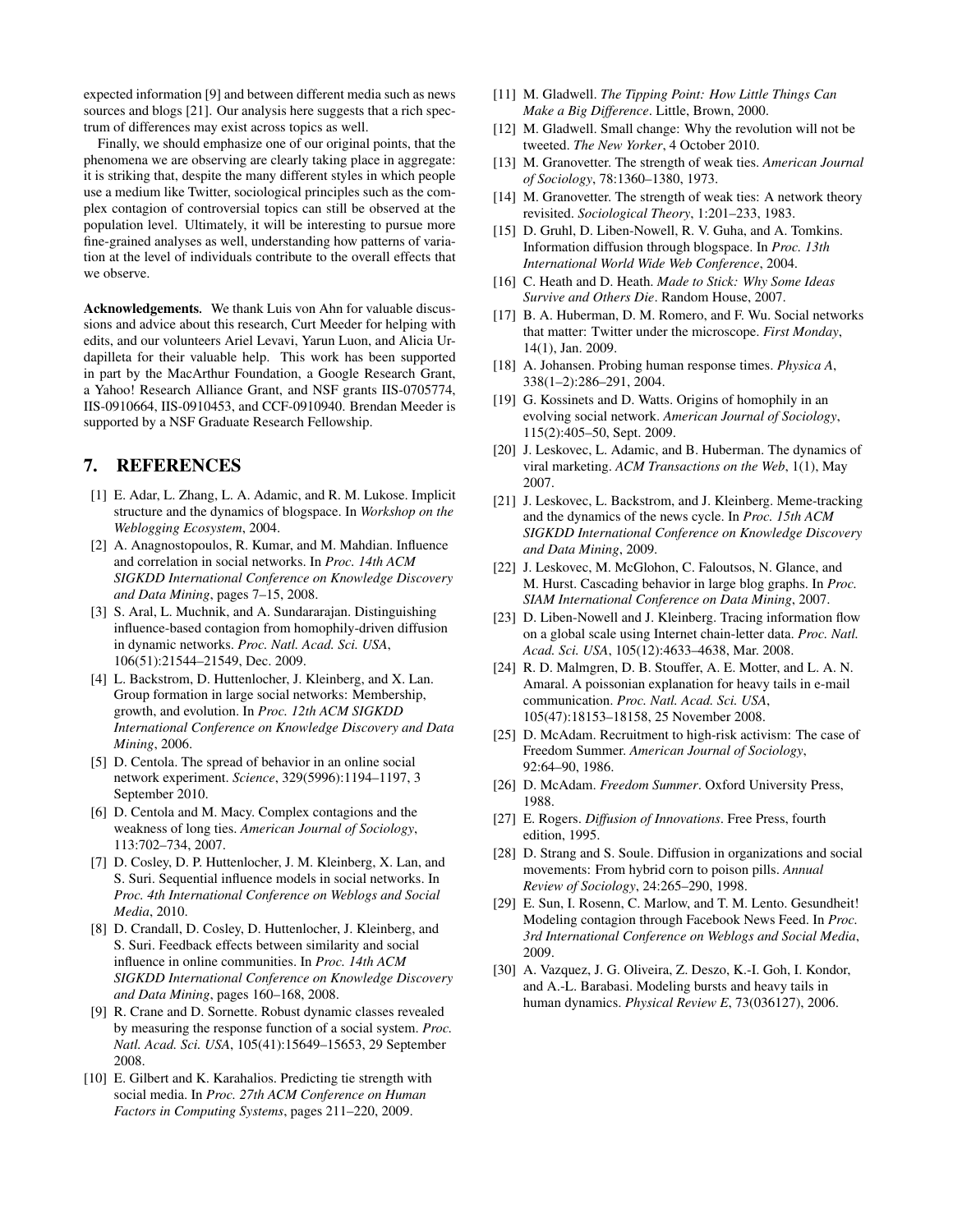expected information [9] and between different media such as news sources and blogs [21]. Our analysis here suggests that a rich spectrum of differences may exist across topics as well.

Finally, we should emphasize one of our original points, that the phenomena we are observing are clearly taking place in aggregate: it is striking that, despite the many different styles in which people use a medium like Twitter, sociological principles such as the complex contagion of controversial topics can still be observed at the population level. Ultimately, it will be interesting to pursue more fine-grained analyses as well, understanding how patterns of variation at the level of individuals contribute to the overall effects that we observe.

**Acknowledgements.** We thank Luis von Ahn for valuable discussions and advice about this research, Curt Meeder for helping with edits, and our volunteers Ariel Levavi, Yarun Luon, and Alicia Urdapilleta for their valuable help. This work has been supported in part by the MacArthur Foundation, a Google Research Grant, a Yahoo! Research Alliance Grant, and NSF grants IIS-0705774, IIS-0910664, IIS-0910453, and CCF-0910940. Brendan Meeder is supported by a NSF Graduate Research Fellowship.

## 7. REFERENCES

[1] E. Adar, L. Zhang, L. A. Adamic, and R. M. Lukose. Implicit structure and the dynamics of blogspace. In *Workshop on the Weblogging Ecosystem*, 2004.

[2] A. Anagnostopoulos, R. Kumar, and M. Mahdian. Influence and correlation in social networks. In *Proc. 14th ACM SIGKDD International Conference on Knowledge Discovery and Data Mining*, pages 7–15, 2008.

[3] S. Aral, L. Muchnik, and A. Sundararajan. Distinguishing influence-based contagion from homophily-driven diffusion in dynamic networks. *Proc. Natl. Acad. Sci. USA*, 106(51):21544–21549, Dec. 2009.

[4] L. Backstrom, D. Huttenlocher, J. Kleinberg, and X. Lan. Group formation in large social networks: Membership, growth, and evolution. In *Proc. 12th ACM SIGKDD International Conference on Knowledge Discovery and Data Mining*, 2006.

[5] D. Centola. The spread of behavior in an online social network experiment. *Science*, 329(5996):1194–1197, 3 September 2010.

[6] D. Centola and M. Macy. Complex contagions and the weakness of long ties. *American Journal of Sociology*, 113:702–734, 2007.

[7] D. Cosley, D. P. Huttenlocher, J. M. Kleinberg, X. Lan, and S. Suri. Sequential influence models in social networks. In *Proc. 4th International Conference on Weblogs and Social Media*, 2010.

[8] D. Crandall, D. Cosley, D. Huttenlocher, J. Kleinberg, and S. Suri. Feedback effects between similarity and social influence in online communities. In *Proc. 14th ACM SIGKDD International Conference on Knowledge Discovery and Data Mining*, pages 160–168, 2008.

[9] R. Crane and D. Sornette. Robust dynamic classes revealed by measuring the response function of a social system. *Proc. Natl. Acad. Sci. USA*, 105(41):15649–15653, 29 September 2008.

[10] E. Gilbert and K. Karahalios. Predicting tie strength with social media. In *Proc. 27th ACM Conference on Human Factors in Computing Systems*, pages 211–220, 2009.

[11] M. Gladwell. *The Tipping Point: How Little Things Can Make a Big Difference*. Little, Brown, 2000.

[12] M. Gladwell. Small change: Why the revolution will not be tweeted. *The New Yorker*, 4 October 2010.

[13] M. Granovetter. The strength of weak ties. *American Journal of Sociology*, 78:1360–1380, 1973.

[14] M. Granovetter. The strength of weak ties: A network theory revisited. *Sociological Theory*, 1:201–233, 1983.

[15] D. Gruhl, D. Liben-Nowell, R. V. Guha, and A. Tomkins. Information diffusion through blogspace. In *Proc. 13th International World Wide Web Conference*, 2004.

[16] C. Heath and D. Heath. *Made to Stick: Why Some Ideas Survive and Others Die*. Random House, 2007.

[17] B. A. Huberman, D. M. Romero, and F. Wu. Social networks that matter: Twitter under the microscope. *First Monday*, 14(1), Jan. 2009.

[18] A. Johansen. Probing human response times. *Physica A*, 338(1–2):286–291, 2004.

[19] G. Kossinets and D. Watts. Origins of homophily in an evolving social network. *American Journal of Sociology*, 115(2):405–50, Sept. 2009.

[20] J. Leskovec, L. Adamic, and B. Huberman. The dynamics of viral marketing. *ACM Transactions on the Web*, 1(1), May 2007.

[21] J. Leskovec, L. Backstrom, and J. Kleinberg. Meme-tracking and the dynamics of the news cycle. In *Proc. 15th ACM SIGKDD International Conference on Knowledge Discovery and Data Mining*, 2009.

[22] J. Leskovec, M. McGlohon, C. Faloutsos, N. Glance, and M. Hurst. Cascading behavior in large blog graphs. In *Proc. SIAM International Conference on Data Mining*, 2007.

[23] D. Liben-Nowell and J. Kleinberg. Tracing information flow on a global scale using Internet chain-letter data. *Proc. Natl. Acad. Sci. USA*, 105(12):4633–4638, Mar. 2008.

[24] R. D. Malmgren, D. B. Stouffer, A. E. Motter, and L. A. N. Amaral. A poissonian explanation for heavy tails in e-mail communication. *Proc. Natl. Acad. Sci. USA*, 105(47):18153–18158, 25 November 2008.

[25] D. McAdam. Recruitment to high-risk activism: The case of Freedom Summer. *American Journal of Sociology*, 92:64–90, 1986.

[26] D. McAdam. *Freedom Summer*. Oxford University Press, 1988.

[27] E. Rogers. *Diffusion of Innovations*. Free Press, fourth edition, 1995.

[28] D. Strang and S. Soule. Diffusion in organizations and social movements: From hybrid corn to poison pills. *Annual Review of Sociology*, 24:265–290, 1998.

[29] E. Sun, I. Rosenn, C. Marlow, and T. M. Lento. Gesundheit! Modeling contagion through Facebook News Feed. In *Proc. 3rd International Conference on Weblogs and Social Media*, 2009.

[30] A. Vazquez, J. G. Oliveira, Z. Deszo, K.-I. Goh, I. Kondor, and A.-L. Barabasi. Modeling bursts and heavy tails in human dynamics. *Physical Review E*, 73(036127), 2006.